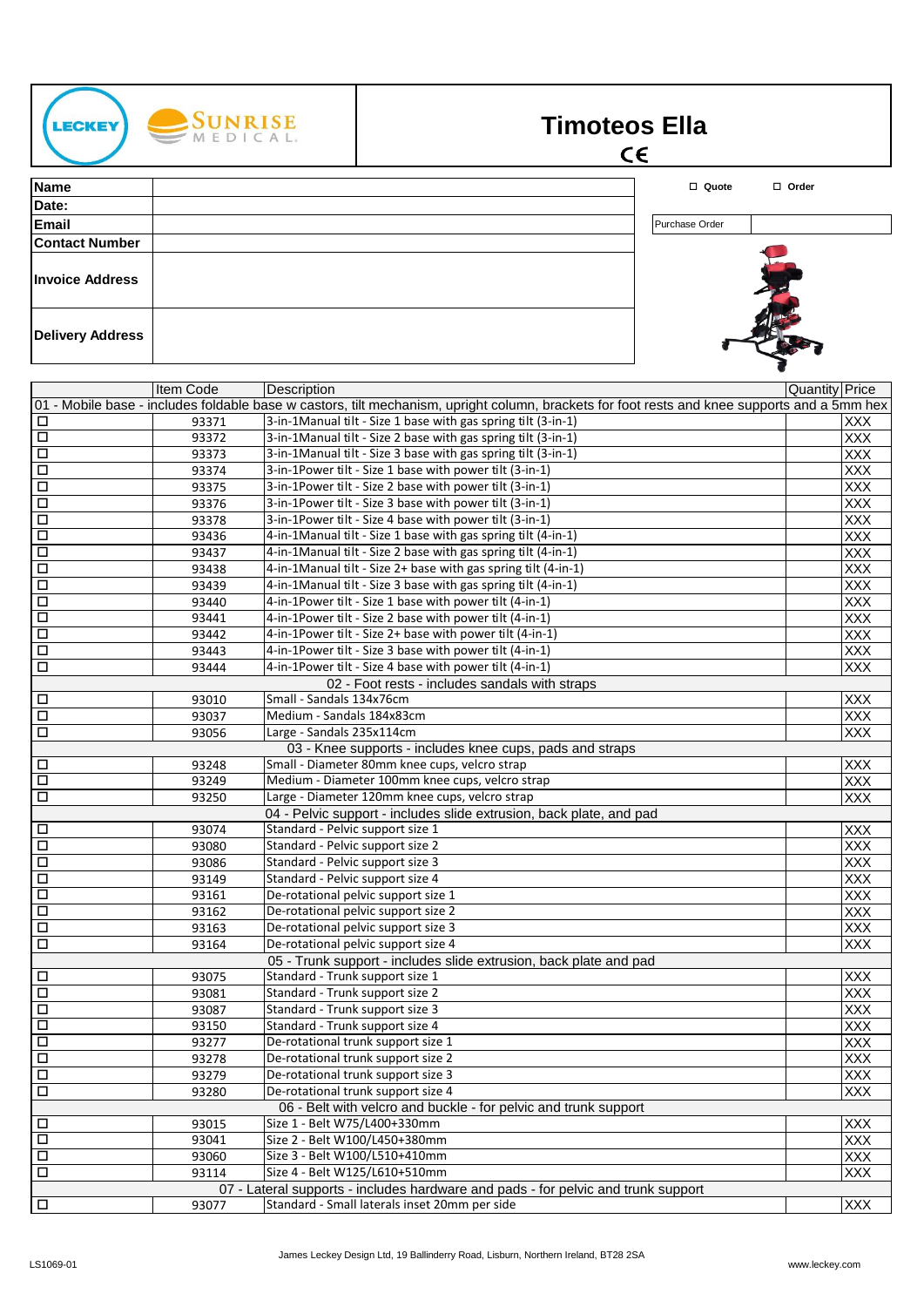LECKEY | SUNRISE MEDICAL

# Timoteos Ella

CE

| | |
|---|---|
| **Name** | |
| **Date:** | |
| **Email** | |
| **Contact Number** | |
| **Invoice Address** | |
| **Delivery Address** | |

☐ Quote ☐ Order

| Purchase Order | |
|---|---|

| | Item Code | Description | Quantity | Price |
|---|---|---|---|---|
| 01 - Mobile base - includes foldable base w castors, tilt mechanism, upright column, brackets for foot rests and knee supports and a 5mm hex | | | | |
| ☐ | 93371 | 3-in-1Manual tilt - Size 1 base with gas spring tilt (3-in-1) | | XXX |
| ☐ | 93372 | 3-in-1Manual tilt - Size 2 base with gas spring tilt (3-in-1) | | XXX |
| ☐ | 93373 | 3-in-1Manual tilt - Size 3 base with gas spring tilt (3-in-1) | | XXX |
| ☐ | 93374 | 3-in-1Power tilt - Size 1 base with power tilt (3-in-1) | | XXX |
| ☐ | 93375 | 3-in-1Power tilt - Size 2 base with power tilt (3-in-1) | | XXX |
| ☐ | 93376 | 3-in-1Power tilt - Size 3 base with power tilt (3-in-1) | | XXX |
| ☐ | 93378 | 3-in-1Power tilt - Size 4 base with power tilt (3-in-1) | | XXX |
| ☐ | 93436 | 4-in-1Manual tilt - Size 1 base with gas spring tilt (4-in-1) | | XXX |
| ☐ | 93437 | 4-in-1Manual tilt - Size 2 base with gas spring tilt (4-in-1) | | XXX |
| ☐ | 93438 | 4-in-1Manual tilt - Size 2+ base with gas spring tilt (4-in-1) | | XXX |
| ☐ | 93439 | 4-in-1Manual tilt - Size 3 base with gas spring tilt (4-in-1) | | XXX |
| ☐ | 93440 | 4-in-1Power tilt - Size 1 base with power tilt (4-in-1) | | XXX |
| ☐ | 93441 | 4-in-1Power tilt - Size 2 base with power tilt (4-in-1) | | XXX |
| ☐ | 93442 | 4-in-1Power tilt - Size 2+ base with power tilt (4-in-1) | | XXX |
| ☐ | 93443 | 4-in-1Power tilt - Size 3 base with power tilt (4-in-1) | | XXX |
| ☐ | 93444 | 4-in-1Power tilt - Size 4 base with power tilt (4-in-1) | | XXX |
| 02 - Foot rests - includes sandals with straps | | | | |
| ☐ | 93010 | Small - Sandals 134x76cm | | XXX |
| ☐ | 93037 | Medium - Sandals 184x83cm | | XXX |
| ☐ | 93056 | Large - Sandals 235x114cm | | XXX |
| 03 - Knee supports - includes knee cups, pads and straps | | | | |
| ☐ | 93248 | Small - Diameter 80mm knee cups, velcro strap | | XXX |
| ☐ | 93249 | Medium - Diameter 100mm knee cups, velcro strap | | XXX |
| ☐ | 93250 | Large - Diameter 120mm knee cups, velcro strap | | XXX |
| 04 - Pelvic support - includes slide extrusion, back plate, and pad | | | | |
| ☐ | 93074 | Standard - Pelvic support size 1 | | XXX |
| ☐ | 93080 | Standard - Pelvic support size 2 | | XXX |
| ☐ | 93086 | Standard - Pelvic support size 3 | | XXX |
| ☐ | 93149 | Standard - Pelvic support size 4 | | XXX |
| ☐ | 93161 | De-rotational pelvic support size 1 | | XXX |
| ☐ | 93162 | De-rotational pelvic support size 2 | | XXX |
| ☐ | 93163 | De-rotational pelvic support size 3 | | XXX |
| ☐ | 93164 | De-rotational pelvic support size 4 | | XXX |
| 05 - Trunk support - includes slide extrusion, back plate and pad | | | | |
| ☐ | 93075 | Standard - Trunk support size 1 | | XXX |
| ☐ | 93081 | Standard - Trunk support size 2 | | XXX |
| ☐ | 93087 | Standard - Trunk support size 3 | | XXX |
| ☐ | 93150 | Standard - Trunk support size 4 | | XXX |
| ☐ | 93277 | De-rotational trunk support size 1 | | XXX |
| ☐ | 93278 | De-rotational trunk support size 2 | | XXX |
| ☐ | 93279 | De-rotational trunk support size 3 | | XXX |
| ☐ | 93280 | De-rotational trunk support size 4 | | XXX |
| 06 - Belt with velcro and buckle - for pelvic and trunk support | | | | |
| ☐ | 93015 | Size 1 - Belt W75/L400+330mm | | XXX |
| ☐ | 93041 | Size 2 - Belt W100/L450+380mm | | XXX |
| ☐ | 93060 | Size 3 - Belt W100/L510+410mm | | XXX |
| ☐ | 93114 | Size 4 - Belt W125/L610+510mm | | XXX |
| 07 - Lateral supports - includes hardware and pads - for pelvic and trunk support | | | | |
| ☐ | 93077 | Standard - Small laterals inset 20mm per side | | XXX |

LS1069-01

James Leckey Design Ltd, 19 Ballinderry Road, Lisburn, Northern Ireland, BT28 2SA

www.leckey.com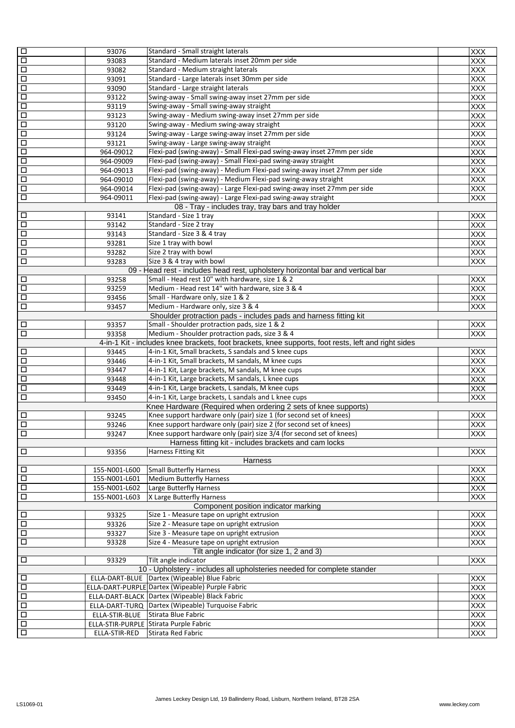| | | | | |
|---|---|---|---|---|
| ☐ | 93076 | Standard - Small straight laterals | | XXX |
| ☐ | 93083 | Standard - Medium laterals inset 20mm per side | | XXX |
| ☐ | 93082 | Standard - Medium straight laterals | | XXX |
| ☐ | 93091 | Standard - Large laterals inset 30mm per side | | XXX |
| ☐ | 93090 | Standard - Large straight laterals | | XXX |
| ☐ | 93122 | Swing-away - Small swing-away inset 27mm per side | | XXX |
| ☐ | 93119 | Swing-away - Small swing-away straight | | XXX |
| ☐ | 93123 | Swing-away - Medium swing-away inset 27mm per side | | XXX |
| ☐ | 93120 | Swing-away - Medium swing-away straight | | XXX |
| ☐ | 93124 | Swing-away - Large swing-away inset 27mm per side | | XXX |
| ☐ | 93121 | Swing-away - Large swing-away straight | | XXX |
| ☐ | 964-09012 | Flexi-pad (swing-away) - Small Flexi-pad swing-away inset 27mm per side | | XXX |
| ☐ | 964-09009 | Flexi-pad (swing-away) - Small Flexi-pad swing-away straight | | XXX |
| ☐ | 964-09013 | Flexi-pad (swing-away) - Medium Flexi-pad swing-away inset 27mm per side | | XXX |
| ☐ | 964-09010 | Flexi-pad (swing-away) - Medium Flexi-pad swing-away straight | | XXX |
| ☐ | 964-09014 | Flexi-pad (swing-away) - Large Flexi-pad swing-away inset 27mm per side | | XXX |
| ☐ | 964-09011 | Flexi-pad (swing-away) - Large Flexi-pad swing-away straight | | XXX |
| | | 08 - Tray - includes tray, tray bars and tray holder | | |
| ☐ | 93141 | Standard - Size 1 tray | | XXX |
| ☐ | 93142 | Standard - Size 2 tray | | XXX |
| ☐ | 93143 | Standard - Size 3 & 4 tray | | XXX |
| ☐ | 93281 | Size 1 tray with bowl | | XXX |
| ☐ | 93282 | Size 2 tray with bowl | | XXX |
| ☐ | 93283 | Size 3 & 4 tray with bowl | | XXX |
| | | 09 - Head rest - includes head rest, upholstery horizontal bar and vertical bar | | |
| ☐ | 93258 | Small - Head rest 10" with hardware, size 1 & 2 | | XXX |
| ☐ | 93259 | Medium - Head rest 14" with hardware, size 3 & 4 | | XXX |
| ☐ | 93456 | Small - Hardware only, size 1 & 2 | | XXX |
| ☐ | 93457 | Medium - Hardware only, size 3 & 4 | | XXX |
| | | Shoulder protraction pads - includes pads and harness fitting kit | | |
| ☐ | 93357 | Small - Shoulder protraction pads, size 1 & 2 | | XXX |
| ☐ | 93358 | Medium - Shoulder protraction pads, size 3 & 4 | | XXX |
| | | 4-in-1 Kit - includes knee brackets, foot brackets, knee supports, foot rests, left and right sides | | |
| ☐ | 93445 | 4-in-1 Kit, Small brackets, S sandals and S knee cups | | XXX |
| ☐ | 93446 | 4-in-1 Kit, Small brackets, M sandals, M knee cups | | XXX |
| ☐ | 93447 | 4-in-1 Kit, Large brackets, M sandals, M knee cups | | XXX |
| ☐ | 93448 | 4-in-1 Kit, Large brackets, M sandals, L knee cups | | XXX |
| ☐ | 93449 | 4-in-1 Kit, Large brackets, L sandals, M knee cups | | XXX |
| ☐ | 93450 | 4-in-1 Kit, Large brackets, L sandals and L knee cups | | XXX |
| | | Knee Hardware (Required when ordering 2 sets of knee supports) | | |
| ☐ | 93245 | Knee support hardware only (pair) size 1 (for second set of knees) | | XXX |
| ☐ | 93246 | Knee support hardware only (pair) size 2 (for second set of knees) | | XXX |
| ☐ | 93247 | Knee support hardware only (pair) size 3/4 (for second set of knees) | | XXX |
| | | Harness fitting kit - includes brackets and cam locks | | |
| ☐ | 93356 | Harness Fitting Kit | | XXX |
| | | Harness | | |
| ☐ | 155-N001-L600 | Small Butterfly Harness | | XXX |
| ☐ | 155-N001-L601 | Medium Butterfly Harness | | XXX |
| ☐ | 155-N001-L602 | Large Butterfly Harness | | XXX |
| ☐ | 155-N001-L603 | X Large Butterfly Harness | | XXX |
| | | Component position indicator marking | | |
| ☐ | 93325 | Size 1 - Measure tape on upright extrusion | | XXX |
| ☐ | 93326 | Size 2 - Measure tape on upright extrusion | | XXX |
| ☐ | 93327 | Size 3 - Measure tape on upright extrusion | | XXX |
| ☐ | 93328 | Size 4 - Measure tape on upright extrusion | | XXX |
| | | Tilt angle indicator (for size 1, 2 and 3) | | |
| ☐ | 93329 | Tilt angle indicator | | XXX |
| | | 10 - Upholstery - includes all upholsteries needed for complete stander | | |
| ☐ | ELLA-DART-BLUE | Dartex (Wipeable) Blue Fabric | | XXX |
| ☐ | ELLA-DART-PURPLE | Dartex (Wipeable) Purple Fabric | | XXX |
| ☐ | ELLA-DART-BLACK | Dartex (Wipeable) Black Fabric | | XXX |
| ☐ | ELLA-DART-TURQ | Dartex (Wipeable) Turquoise Fabric | | XXX |
| ☐ | ELLA-STIR-BLUE | Strirata Blue Fabric | | XXX |
| ☐ | ELLA-STIR-PURPLE | Strirata Purple Fabric | | XXX |
| ☐ | ELLA-STIR-RED | Strirata Red Fabric | | XXX |

LS1069-01

James Leckey Design Ltd, 19 Ballinderry Road, Lisburn, Northern Ireland, BT28 2SA

www.leckey.com